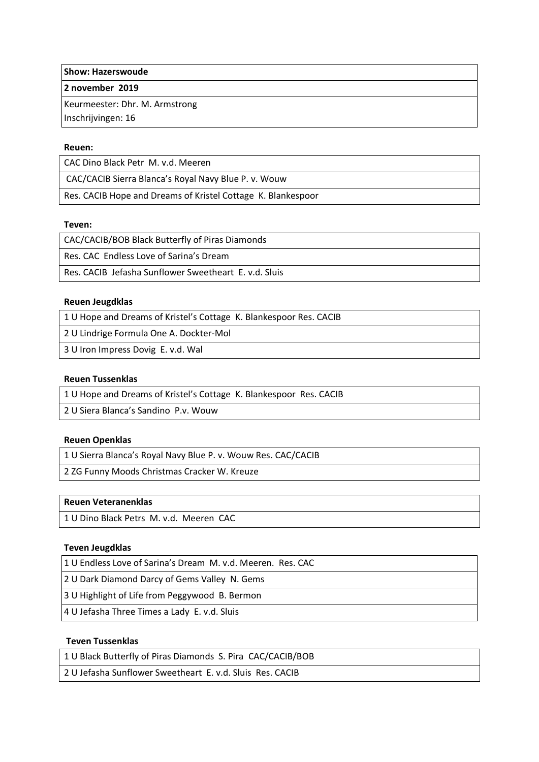| **Show: Hazerswoude** |
|---|
| **2 november 2019** |
| Keurmeester: Dhr. M. Armstrong<br>Inschrijvingen: 16 |

**Reuen:**

| CAC Dino Black Petr M. v.d. Meeren |
|---|
| CAC/CACIB Sierra Blanca's Royal Navy Blue P. v. Wouw |
| Res. CACIB Hope and Dreams of Kristel Cottage K. Blankespoor |

**Teven:**

| CAC/CACIB/BOB Black Butterfly of Piras Diamonds |
|---|
| Res. CAC Endless Love of Sarina's Dream |
| Res. CACIB Jefasha Sunflower Sweetheart E. v.d. Sluis |

**Reuen Jeugdklas**

| 1 U Hope and Dreams of Kristel's Cottage K. Blankespoor Res. CACIB |
|---|
| 2 U Lindrige Formula One A. Dockter-Mol |
| 3 U Iron Impress Dovig E. v.d. Wal |

**Reuen Tussenklas**

| 1 U Hope and Dreams of Kristel's Cottage K. Blankespoor Res. CACIB |
|---|
| 2 U Siera Blanca's Sandino P.v. Wouw |

**Reuen Openklas**

| 1 U Sierra Blanca's Royal Navy Blue P. v. Wouw Res. CAC/CACIB |
|---|
| 2 ZG Funny Moods Christmas Cracker W. Kreuze |

| **Reuen Veteranenklas** |
|---|
| 1 U Dino Black Petrs M. v.d. Meeren CAC |

**Teven Jeugdklas**

| 1 U Endless Love of Sarina's Dream M. v.d. Meeren. Res. CAC |
|---|
| 2 U Dark Diamond Darcy of Gems Valley N. Gems |
| 3 U Highlight of Life from Peggywood B. Bermon |
| 4 U Jefasha Three Times a Lady E. v.d. Sluis |

**Teven Tussenklas**

| 1 U Black Butterfly of Piras Diamonds S. Pira CAC/CACIB/BOB |
|---|
| 2 U Jefasha Sunflower Sweetheart E. v.d. Sluis Res. CACIB |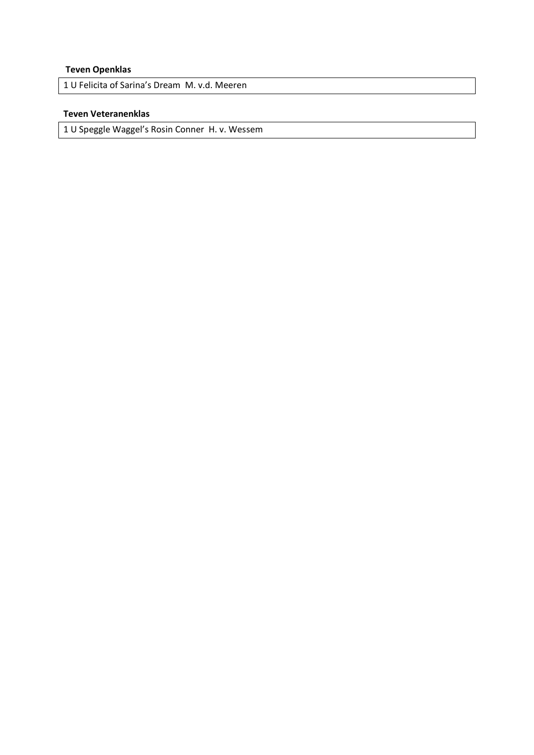**Teven Openklas**

| |
|---|
| 1 U Felicita of Sarina's Dream  M. v.d. Meeren |

**Teven Veteranenklas**

| |
|---|
| 1 U Speggle Waggel's Rosin Conner  H. v. Wessem |